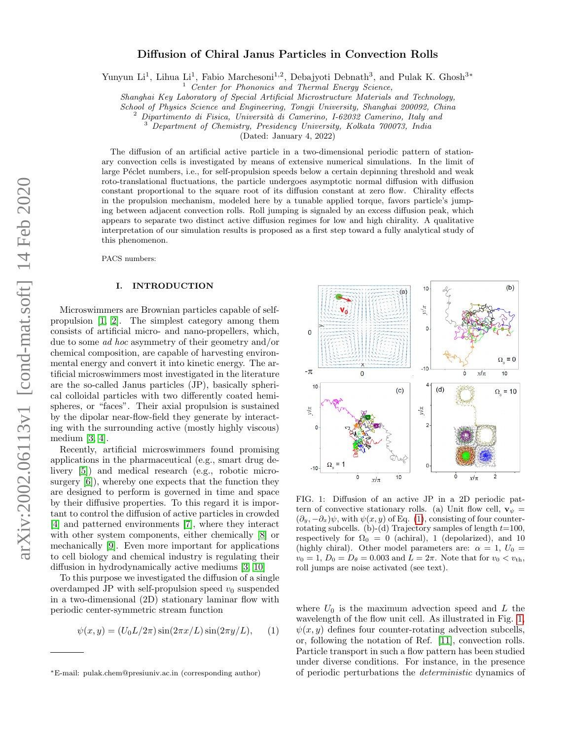# Diffusion of Chiral Janus Particles in Convection Rolls

Yunyun Li[1], Lihua Li[1], Fabio Marchesoni[1,2], Debajyoti Debnath[3], and Pulak K. Ghosh[3*]

[1] *Center for Phononics and Thermal Energy Science, Shanghai Key Laboratory of Special Artificial Microstructure Materials and Technology, School of Physics Science and Engineering, Tongji University, Shanghai 200092, China*
[2] *Dipartimento di Fisica, Università di Camerino, I-62032 Camerino, Italy and*
[3] *Department of Chemistry, Presidency University, Kolkata 700073, India*

(Dated: January 4, 2022)

The diffusion of an artificial active particle in a two-dimensional periodic pattern of stationary convection cells is investigated by means of extensive numerical simulations. In the limit of large Péclet numbers, i.e., for self-propulsion speeds below a certain depinning threshold and weak roto-translational fluctuations, the particle undergoes asymptotic normal diffusion with diffusion constant proportional to the square root of its diffusion constant at zero flow. Chirality effects in the propulsion mechanism, modeled here by a tunable applied torque, favors particle's jumping between adjacent convection rolls. Roll jumping is signaled by an excess diffusion peak, which appears to separate two distinct active diffusion regimes for low and high chirality. A qualitative interpretation of our simulation results is proposed as a first step toward a fully analytical study of this phenomenon.

PACS numbers:

## I. INTRODUCTION

Microswimmers are Brownian particles capable of self-propulsion [1, 2]. The simplest category among them consists of artificial micro- and nano-propellers, which, due to some *ad hoc* asymmetry of their geometry and/or chemical composition, are capable of harvesting environmental energy and convert it into kinetic energy. The artificial microswimmers most investigated in the literature are the so-called Janus particles (JP), basically spherical colloidal particles with two differently coated hemispheres, or "faces". Their axial propulsion is sustained by the dipolar near-flow-field they generate by interacting with the surrounding active (mostly highly viscous) medium [3, 4].

Recently, artificial microswimmers found promising applications in the pharmaceutical (e.g., smart drug delivery [5]) and medical research (e.g., robotic microsurgery [6]), whereby one expects that the function they are designed to perform is governed in time and space by their diffusive properties. To this regard it is important to control the diffusion of active particles in crowded [4] and patterned environments [7], where they interact with other system components, either chemically [8] or mechanically [9]. Even more important for applications to cell biology and chemical industry is regulating their diffusion in hydrodynamically active mediums [3, 10].

To this purpose we investigated the diffusion of a single overdamped JP with self-propulsion speed $v_0$ suspended in a two-dimensional (2D) stationary laminar flow with periodic center-symmetric stream function

$$\psi(x, y) = (U_0 L/2\pi)\sin(2\pi x/L)\sin(2\pi y/L), \quad (1)$$

FIG. 1: Diffusion of an active JP in a 2D periodic pattern of convective stationary rolls. (a) Unit flow cell, $\mathbf{v}_\psi = (\partial_y, -\partial_x)\psi$, with $\psi(x, y)$ of Eq. (1), consisting of four counter-rotating subcells. (b)-(d) Trajectory samples of length $t$=100, respectively for $\Omega_0 = 0$ (achiral), 1 (depolarized), and 10 (highly chiral). Other model parameters are: $\alpha = 1$, $U_0 = v_0 = 1$, $D_0 = D_\theta = 0.003$ and $L = 2\pi$. Note that for $v_0 < v_{\rm th}$, roll jumps are noise activated (see text).

where $U_0$ is the maximum advection speed and $L$ the wavelength of the flow unit cell. As illustrated in Fig. 1, $\psi(x, y)$ defines four counter-rotating advection subcells, or, following the notation of Ref. [11], convection rolls. Particle transport in such a flow pattern has been studied under diverse conditions. For instance, in the presence of periodic perturbations the *deterministic* dynamics of

*E-mail: pulak.chem@presiuniv.ac.in (corresponding author)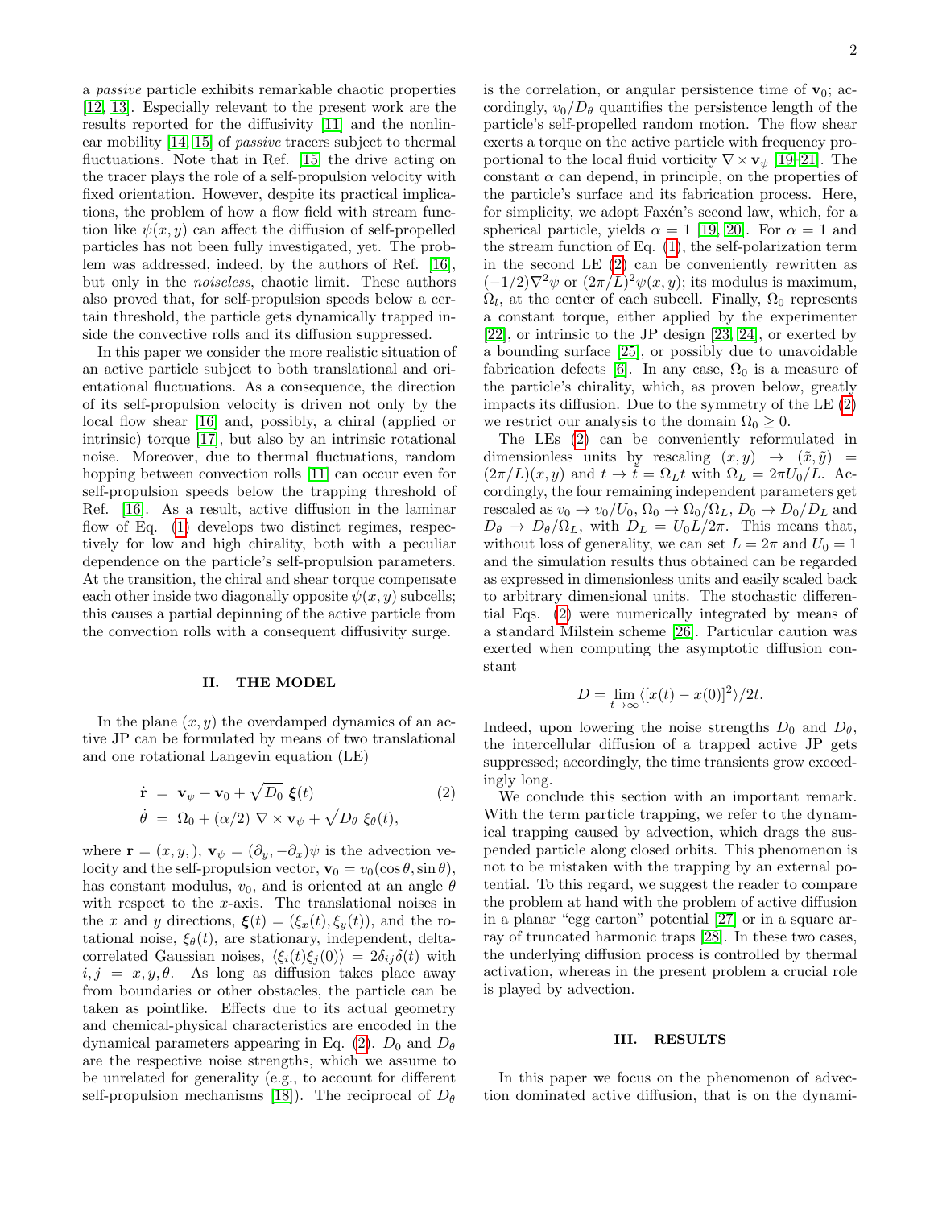a *passive* particle exhibits remarkable chaotic properties [12, 13]. Especially relevant to the present work are the results reported for the diffusivity [11] and the nonlinear mobility [14, 15] of *passive* tracers subject to thermal fluctuations. Note that in Ref. [15] the drive acting on the tracer plays the role of a self-propulsion velocity with fixed orientation. However, despite its practical implications, the problem of how a flow field with stream function like $\psi(x, y)$ can affect the diffusion of self-propelled particles has not been fully investigated, yet. The problem was addressed, indeed, by the authors of Ref. [16], but only in the *noiseless*, chaotic limit. These authors also proved that, for self-propulsion speeds below a certain threshold, the particle gets dynamically trapped inside the convective rolls and its diffusion suppressed.

In this paper we consider the more realistic situation of an active particle subject to both translational and orientational fluctuations. As a consequence, the direction of its self-propulsion velocity is driven not only by the local flow shear [16] and, possibly, a chiral (applied or intrinsic) torque [17], but also by an intrinsic rotational noise. Moreover, due to thermal fluctuations, random hopping between convection rolls [11] can occur even for self-propulsion speeds below the trapping threshold of Ref. [16]. As a result, active diffusion in the laminar flow of Eq. (1) develops two distinct regimes, respectively for low and high chirality, both with a peculiar dependence on the particle's self-propulsion parameters. At the transition, the chiral and shear torque compensate each other inside two diagonally opposite $\psi(x, y)$ subcells; this causes a partial depinning of the active particle from the convection rolls with a consequent diffusivity surge.

## II. THE MODEL

In the plane $(x, y)$ the overdamped dynamics of an active JP can be formulated by means of two translational and one rotational Langevin equation (LE)

$$
\begin{aligned}
\dot{\mathbf{r}} &= \mathbf{v}_\psi + \mathbf{v}_0 + \sqrt{D_0}\, \boldsymbol{\xi}(t) \\
\dot{\theta} &= \Omega_0 + (\alpha/2)\, \nabla \times \mathbf{v}_\psi + \sqrt{D_\theta}\, \xi_\theta(t),
\end{aligned}
\tag{2}
$$

where $\mathbf{r} = (x, y, )$, $\mathbf{v}_\psi = (\partial_y, -\partial_x)\psi$ is the advection velocity and the self-propulsion vector, $\mathbf{v}_0 = v_0(\cos\theta, \sin\theta)$, has constant modulus, $v_0$, and is oriented at an angle $\theta$ with respect to the $x$-axis. The translational noises in the $x$ and $y$ directions, $\boldsymbol{\xi}(t) = (\xi_x(t), \xi_y(t))$, and the rotational noise, $\xi_\theta(t)$, are stationary, independent, delta-correlated Gaussian noises, $\langle \xi_i(t)\xi_j(0)\rangle = 2\delta_{ij}\delta(t)$ with $i, j = x, y, \theta$. As long as diffusion takes place away from boundaries or other obstacles, the particle can be taken as pointlike. Effects due to its actual geometry and chemical-physical characteristics are encoded in the dynamical parameters appearing in Eq. (2). $D_0$ and $D_\theta$ are the respective noise strengths, which we assume to be unrelated for generality (e.g., to account for different self-propulsion mechanisms [18]). The reciprocal of $D_\theta$ is the correlation, or angular persistence time of $\mathbf{v}_0$; accordingly, $v_0/D_\theta$ quantifies the persistence length of the particle's self-propelled random motion. The flow shear exerts a torque on the active particle with frequency proportional to the local fluid vorticity $\nabla \times \mathbf{v}_\psi$ [19–21]. The constant $\alpha$ can depend, in principle, on the properties of the particle's surface and its fabrication process. Here, for simplicity, we adopt Faxén's second law, which, for a spherical particle, yields $\alpha = 1$ [19, 20]. For $\alpha = 1$ and the stream function of Eq. (1), the self-polarization term in the second LE (2) can be conveniently rewritten as $(-1/2)\nabla^2\psi$ or $(2\pi/L)^2\psi(x, y)$; its modulus is maximum, $\Omega_l$, at the center of each subcell. Finally, $\Omega_0$ represents a constant torque, either applied by the experimenter [22], or intrinsic to the JP design [23, 24], or exerted by a bounding surface [25], or possibly due to unavoidable fabrication defects [6]. In any case, $\Omega_0$ is a measure of the particle's chirality, which, as proven below, greatly impacts its diffusion. Due to the symmetry of the LE (2) we restrict our analysis to the domain $\Omega_0 \geq 0$.

The LEs (2) can be conveniently reformulated in dimensionless units by rescaling $(x, y) \to (\tilde{x}, \tilde{y}) = (2\pi/L)(x, y)$ and $t \to \tilde{t} = \Omega_L t$ with $\Omega_L = 2\pi U_0/L$. Accordingly, the four remaining independent parameters get rescaled as $v_0 \to v_0/U_0$, $\Omega_0 \to \Omega_0/\Omega_L$, $D_0 \to D_0/D_L$ and $D_\theta \to D_\theta/\Omega_L$, with $D_L = U_0 L/2\pi$. This means that, without loss of generality, we can set $L = 2\pi$ and $U_0 = 1$ and the simulation results thus obtained can be regarded as expressed in dimensionless units and easily scaled back to arbitrary dimensional units. The stochastic differential Eqs. (2) were numerically integrated by means of a standard Milstein scheme [26]. Particular caution was exerted when computing the asymptotic diffusion constant

$$
D = \lim_{t\to\infty} \langle [x(t) - x(0)]^2 \rangle / 2t.
$$

Indeed, upon lowering the noise strengths $D_0$ and $D_\theta$, the intercellular diffusion of a trapped active JP gets suppressed; accordingly, the time transients grow exceedingly long.

We conclude this section with an important remark. With the term particle trapping, we refer to the dynamical trapping caused by advection, which drags the suspended particle along closed orbits. This phenomenon is not to be mistaken with the trapping by an external potential. To this regard, we suggest the reader to compare the problem at hand with the problem of active diffusion in a planar "egg carton" potential [27] or in a square array of truncated harmonic traps [28]. In these two cases, the underlying diffusion process is controlled by thermal activation, whereas in the present problem a crucial role is played by advection.

## III. RESULTS

In this paper we focus on the phenomenon of advection dominated active diffusion, that is on the dynami-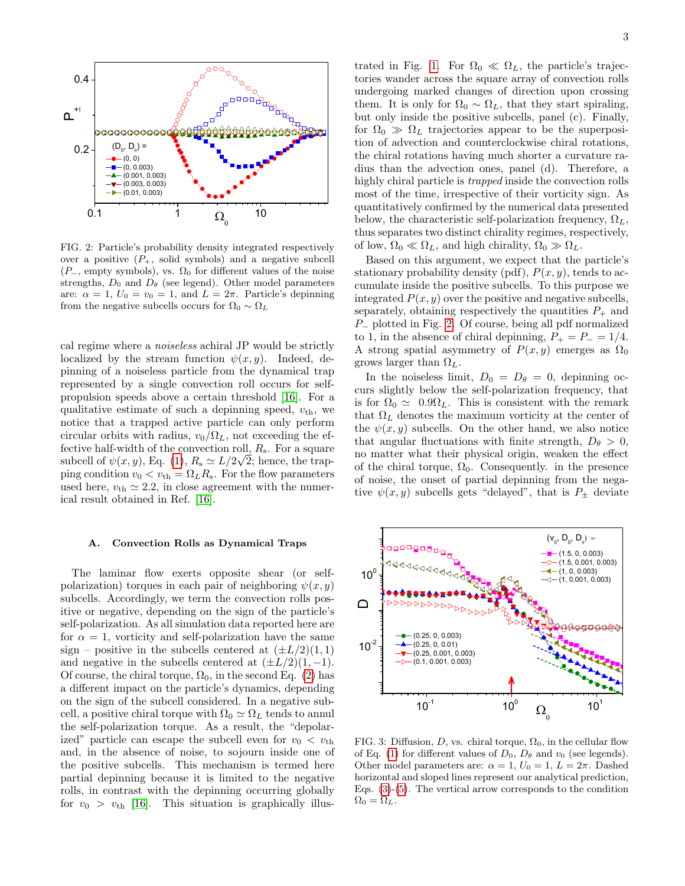FIG. 2: Particle's probability density integrated respectively over a positive ($P_+$, solid symbols) and a negative subcell ($P_-$, empty symbols), vs. $\Omega_0$ for different values of the noise strengths, $D_0$ and $D_\theta$ (see legend). Other model parameters are: $\alpha = 1$, $U_0 = v_0 = 1$, and $L = 2\pi$. Particle's depinning from the negative subcells occurs for $\Omega_0 \sim \Omega_L$

cal regime where a *noiseless* achiral JP would be strictly localized by the stream function $\psi(x, y)$. Indeed, depinning of a noiseless particle from the dynamical trap represented by a single convection roll occurs for self-propulsion speeds above a certain threshold [16]. For a qualitative estimate of such a depinning speed, $v_{\rm th}$, we notice that a trapped active particle can only perform circular orbits with radius, $v_0/\Omega_L$, not exceeding the effective half-width of the convection roll, $R_{\rm s}$. For a square subcell of $\psi(x, y)$, Eq. (1), $R_{\rm s} \simeq L/2\sqrt{2}$; hence, the trapping condition $v_0 < v_{\rm th} = \Omega_L R_{\rm s}$. For the flow parameters used here, $v_{\rm th} \simeq 2.2$, in close agreement with the numerical result obtained in Ref. [16].

### A. Convection Rolls as Dynamical Traps

The laminar flow exerts opposite shear (or self-polarization) torques in each pair of neighboring $\psi(x, y)$ subcells. Accordingly, we term the convection rolls positive or negative, depending on the sign of the particle's self-polarization. As all simulation data reported here are for $\alpha = 1$, vorticity and self-polarization have the same sign – positive in the subcells centered at $(\pm L/2)(1, 1)$ and negative in the subcells centered at $(\pm L/2)(1, -1)$. Of course, the chiral torque, $\Omega_0$, in the second Eq. (2) has a different impact on the particle's dynamics, depending on the sign of the subcell considered. In a negative subcell, a positive chiral torque with $\Omega_0 \simeq \Omega_L$ tends to annul the self-polarization torque. As a result, the "depolarized" particle can escape the subcell even for $v_0 < v_{\rm th}$ and, in the absence of noise, to sojourn inside one of the positive subcells. This mechanism is termed here partial depinning because it is limited to the negative rolls, in contrast with the depinning occurring globally for $v_0 > v_{\rm th}$ [16]. This situation is graphically illustrated in Fig. 1. For $\Omega_0 \ll \Omega_L$, the particle's trajectories wander across the square array of convection rolls undergoing marked changes of direction upon crossing them. It is only for $\Omega_0 \sim \Omega_L$, that they start spiraling, but only inside the positive subcells, panel (c). Finally, for $\Omega_0 \gg \Omega_L$ trajectories appear to be the superposition of advection and counterclockwise chiral rotations, the chiral rotations having much shorter a curvature radius than the advection ones, panel (d). Therefore, a highly chiral particle is *trapped* inside the convection rolls most of the time, irrespective of their vorticity sign. As quantitatively confirmed by the numerical data presented below, the characteristic self-polarization frequency, $\Omega_L$, thus separates two distinct chirality regimes, respectively, of low, $\Omega_0 \ll \Omega_L$, and high chirality, $\Omega_0 \gg \Omega_L$.

Based on this argument, we expect that the particle's stationary probability density (pdf), $P(x, y)$, tends to accumulate inside the positive subcells. To this purpose we integrated $P(x, y)$ over the positive and negative subcells, separately, obtaining respectively the quantities $P_+$ and $P_-$ plotted in Fig. 2. Of course, being all pdf normalized to 1, in the absence of chiral depinning, $P_+ = P_- = 1/4$. A strong spatial asymmetry of $P(x, y)$ emerges as $\Omega_0$ grows larger than $\Omega_L$.

In the noiseless limit, $D_0 = D_\theta = 0$, depinning occurs slightly below the self-polarization frequency, that is for $\Omega_0 \simeq 0.9\Omega_L$. This is consistent with the remark that $\Omega_L$ denotes the maximum vorticity at the center of the $\psi(x, y)$ subcells. On the other hand, we also notice that angular fluctuations with finite strength, $D_\theta > 0$, no matter what their physical origin, weaken the effect of the chiral torque, $\Omega_0$. Consequently. in the presence of noise, the onset of partial depinning from the negative $\psi(x, y)$ subcells gets "delayed", that is $P_\pm$ deviate

FIG. 3: Diffusion, $D$, vs. chiral torque, $\Omega_0$, in the cellular flow of Eq. (1) for different values of $D_0$, $D_\theta$ and $v_0$ (see legends). Other model parameters are: $\alpha = 1$, $U_0 = 1$, $L = 2\pi$. Dashed horizontal and sloped lines represent our analytical prediction, Eqs. (3)-(5). The vertical arrow corresponds to the condition $\Omega_0 = \Omega_L$.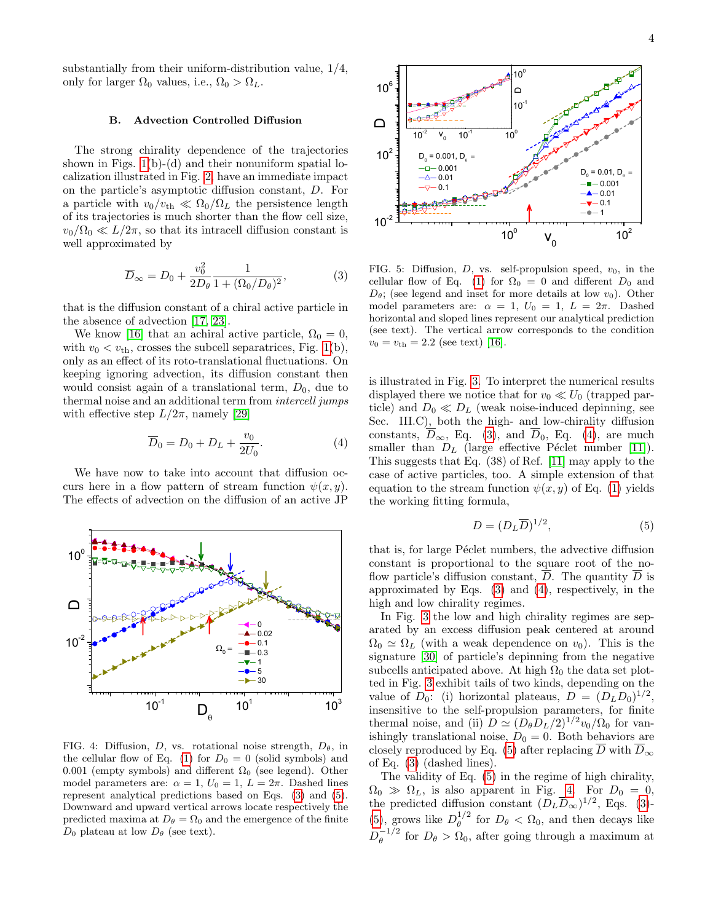substantially from their uniform-distribution value, 1/4, only for larger $\Omega_0$ values, i.e., $\Omega_0 > \Omega_L$.

### B. Advection Controlled Diffusion

The strong chirality dependence of the trajectories shown in Figs. 1(b)-(d) and their nonuniform spatial localization illustrated in Fig. 2, have an immediate impact on the particle's asymptotic diffusion constant, $D$. For a particle with $v_0/v_{\rm th} \ll \Omega_0/\Omega_L$ the persistence length of its trajectories is much shorter than the flow cell size, $v_0/\Omega_0 \ll L/2\pi$, so that its intracell diffusion constant is well approximated by

$$\overline{D}_\infty = D_0 + \frac{v_0^2}{2D_\theta}\frac{1}{1+(\Omega_0/D_\theta)^2}, \tag{3}$$

that is the diffusion constant of a chiral active particle in the absence of advection [17, 23].

We know [16] that an achiral active particle, $\Omega_0 = 0$, with $v_0 < v_{\rm th}$, crosses the subcell separatrices, Fig. 1(b), only as an effect of its roto-translational fluctuations. On keeping ignoring advection, its diffusion constant then would consist again of a translational term, $D_0$, due to thermal noise and an additional term from *intercell jumps* with effective step $L/2\pi$, namely [29]

$$\overline{D}_0 = D_0 + D_L + \frac{v_0}{2U_0}. \tag{4}$$

We have now to take into account that diffusion occurs here in a flow pattern of stream function $\psi(x, y)$. The effects of advection on the diffusion of an active JP

FIG. 4: Diffusion, $D$, vs. rotational noise strength, $D_\theta$, in the cellular flow of Eq. (1) for $D_0 = 0$ (solid symbols) and 0.001 (empty symbols) and different $\Omega_0$ (see legend). Other model parameters are: $\alpha = 1$, $U_0 = 1$, $L = 2\pi$. Dashed lines represent analytical predictions based on Eqs. (3) and (5). Downward and upward vertical arrows locate respectively the predicted maxima at $D_\theta = \Omega_0$ and the emergence of the finite $D_0$ plateau at low $D_\theta$ (see text).

FIG. 5: Diffusion, $D$, vs. self-propulsion speed, $v_0$, in the cellular flow of Eq. (1) for $\Omega_0 = 0$ and different $D_0$ and $D_\theta$; (see legend and inset for more details at low $v_0$). Other model parameters are: $\alpha = 1$, $U_0 = 1$, $L = 2\pi$. Dashed horizontal and sloped lines represent our analytical prediction (see text). The vertical arrow corresponds to the condition $v_0 = v_{\rm th} = 2.2$ (see text) [16].

is illustrated in Fig. 3. To interpret the numerical results displayed there we notice that for $v_0 \ll U_0$ (trapped particle) and $D_0 \ll D_L$ (weak noise-induced depinning, see Sec. III.C), both the high- and low-chirality diffusion constants, $\overline{D}_\infty$, Eq. (3), and $\overline{D}_0$, Eq. (4), are much smaller than $D_L$ (large effective Péclet number [11]). This suggests that Eq. (38) of Ref. [11] may apply to the case of active particles, too. A simple extension of that equation to the stream function $\psi(x, y)$ of Eq. (1) yields the working fitting formula,

$$D = (D_L\overline{D})^{1/2}, \tag{5}$$

that is, for large Péclet numbers, the advective diffusion constant is proportional to the square root of the no-flow particle's diffusion constant, $\overline{D}$. The quantity $\overline{D}$ is approximated by Eqs. (3) and (4), respectively, in the high and low chirality regimes.

In Fig. 3 the low and high chirality regimes are separated by an excess diffusion peak centered at around $\Omega_0 \simeq \Omega_L$ (with a weak dependence on $v_0$). This is the signature [30] of particle's depinning from the negative subcells anticipated above. At high $\Omega_0$ the data set plotted in Fig. 3 exhibit tails of two kinds, depending on the value of $D_0$: (i) horizontal plateaus, $D = (D_LD_0)^{1/2}$, insensitive to the self-propulsion parameters, for finite thermal noise, and (ii) $D \simeq (D_\theta D_L/2)^{1/2}v_0/\Omega_0$ for vanishingly translational noise, $D_0 = 0$. Both behaviors are closely reproduced by Eq. (5) after replacing $\overline{D}$ with $\overline{D}_\infty$ of Eq. (3) (dashed lines).

The validity of Eq. (5) in the regime of high chirality, $\Omega_0 \gg \Omega_L$, is also apparent in Fig. 4. For $D_0 = 0$, the predicted diffusion constant $(D_L\overline{D}_\infty)^{1/2}$, Eqs. (3)-(5), grows like $D_\theta^{1/2}$ for $D_\theta < \Omega_0$, and then decays like $D_\theta^{-1/2}$ for $D_\theta > \Omega_0$, after going through a maximum at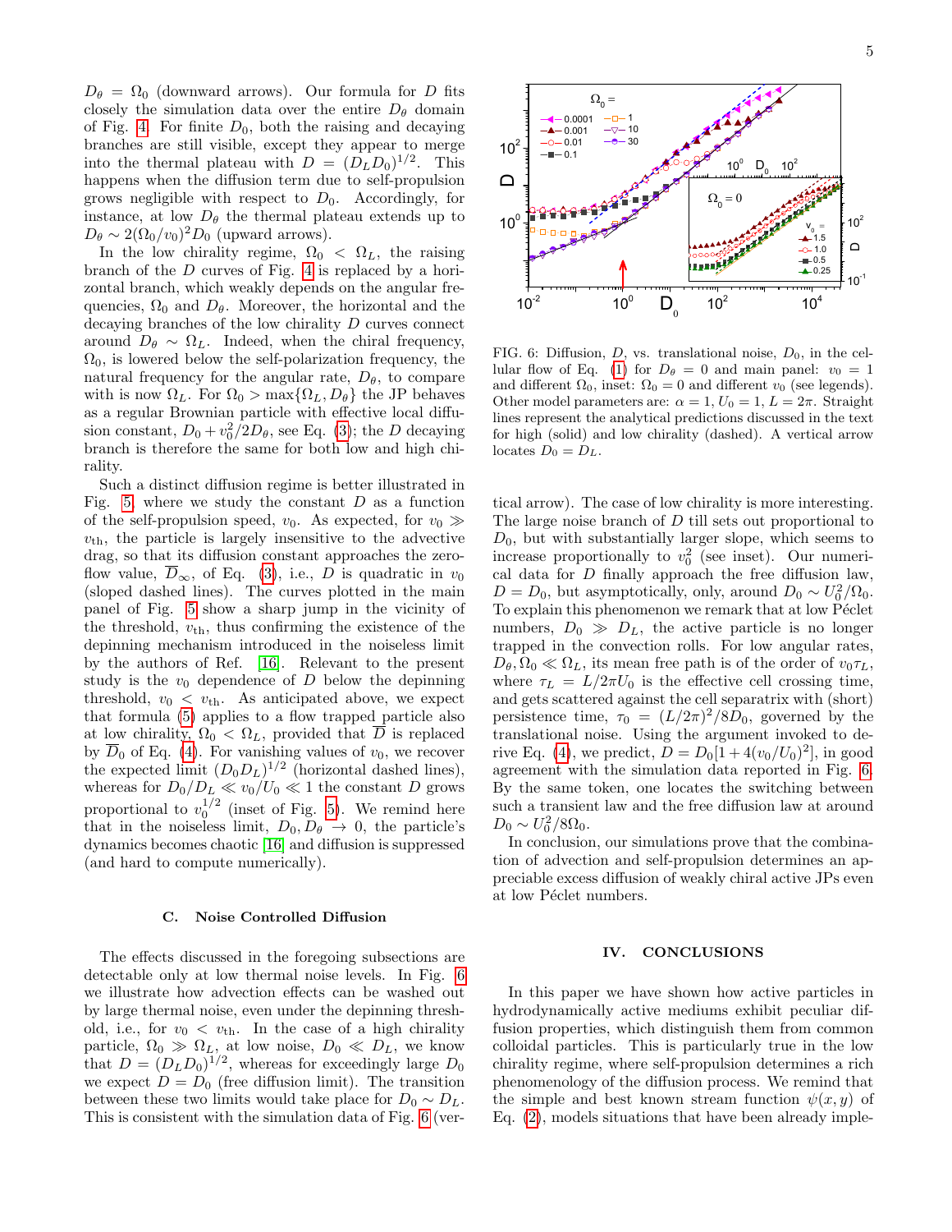$D_\theta = \Omega_0$ (downward arrows). Our formula for $D$ fits closely the simulation data over the entire $D_\theta$ domain of Fig. 4. For finite $D_0$, both the raising and decaying branches are still visible, except they appear to merge into the thermal plateau with $D = (D_L D_0)^{1/2}$. This happens when the diffusion term due to self-propulsion grows negligible with respect to $D_0$. Accordingly, for instance, at low $D_\theta$ the thermal plateau extends up to $D_\theta \sim 2(\Omega_0/v_0)^2 D_0$ (upward arrows).

In the low chirality regime, $\Omega_0 < \Omega_L$, the raising branch of the $D$ curves of Fig. 4 is replaced by a horizontal branch, which weakly depends on the angular frequencies, $\Omega_0$ and $D_\theta$. Moreover, the horizontal and the decaying branches of the low chirality $D$ curves connect around $D_\theta \sim \Omega_L$. Indeed, when the chiral frequency, $\Omega_0$, is lowered below the self-polarization frequency, the natural frequency for the angular rate, $D_\theta$, to compare with is now $\Omega_L$. For $\Omega_0 > \max\{\Omega_L, D_\theta\}$ the JP behaves as a regular Brownian particle with effective local diffusion constant, $D_0 + v_0^2/2D_\theta$, see Eq. (3); the $D$ decaying branch is therefore the same for both low and high chirality.

Such a distinct diffusion regime is better illustrated in Fig. 5 where we study the constant $D$ as a function of the self-propulsion speed, $v_0$. As expected, for $v_0 \gg v_{\rm th}$, the particle is largely insensitive to the advective drag, so that its diffusion constant approaches the zero-flow value, $\overline{D}_\infty$, of Eq. (3), i.e., $D$ is quadratic in $v_0$ (sloped dashed lines). The curves plotted in the main panel of Fig. 5 show a sharp jump in the vicinity of the threshold, $v_{\rm th}$, thus confirming the existence of the depinning mechanism introduced in the noiseless limit by the authors of Ref. [16]. Relevant to the present study is the $v_0$ dependence of $D$ below the depinning threshold, $v_0 < v_{\rm th}$. As anticipated above, we expect that formula (5) applies to a flow trapped particle also at low chirality, $\Omega_0 < \Omega_L$, provided that $\overline{D}$ is replaced by $\overline{D}_0$ of Eq. (4). For vanishing values of $v_0$, we recover the expected limit $(D_0 D_L)^{1/2}$ (horizontal dashed lines), whereas for $D_0/D_L \ll v_0/U_0 \ll 1$ the constant $D$ grows proportional to $v_0^{1/2}$ (inset of Fig. 5). We remind here that in the noiseless limit, $D_0, D_\theta \to 0$, the particle's dynamics becomes chaotic [16] and diffusion is suppressed (and hard to compute numerically).

### C. Noise Controlled Diffusion

The effects discussed in the foregoing subsections are detectable only at low thermal noise levels. In Fig. 6 we illustrate how advection effects can be washed out by large thermal noise, even under the depinning threshold, i.e., for $v_0 < v_{\rm th}$. In the case of a high chirality particle, $\Omega_0 \gg \Omega_L$, at low noise, $D_0 \ll D_L$, we know that $D = (D_L D_0)^{1/2}$, whereas for exceedingly large $D_0$ we expect $D = D_0$ (free diffusion limit). The transition between these two limits would take place for $D_0 \sim D_L$. This is consistent with the simulation data of Fig. 6 (vertical arrow). The case of low chirality is more interesting. The large noise branch of $D$ till sets out proportional to $D_0$, but with substantially larger slope, which seems to increase proportionally to $v_0^2$ (see inset). Our numerical data for $D$ finally approach the free diffusion law, $D = D_0$, but asymptotically, only, around $D_0 \sim U_0^2/\Omega_0$. To explain this phenomenon we remark that at low Péclet numbers, $D_0 \gg D_L$, the active particle is no longer trapped in the convection rolls. For low angular rates, $D_\theta, \Omega_0 \ll \Omega_L$, its mean free path is of the order of $v_0\tau_L$, where $\tau_L = L/2\pi U_0$ is the effective cell crossing time, and gets scattered against the cell separatrix with (short) persistence time, $\tau_0 = (L/2\pi)^2/8D_0$, governed by the translational noise. Using the argument invoked to derive Eq. (4), we predict, $D = D_0[1 + 4(v_0/U_0)^2]$, in good agreement with the simulation data reported in Fig. 6. By the same token, one locates the switching between such a transient law and the free diffusion law at around $D_0 \sim U_0^2/8\Omega_0$.

In conclusion, our simulations prove that the combination of advection and self-propulsion determines an appreciable excess diffusion of weakly chiral active JPs even at low Péclet numbers.

FIG. 6: Diffusion, $D$, vs. translational noise, $D_0$, in the cellular flow of Eq. (1) for $D_\theta = 0$ and main panel: $v_0 = 1$ and different $\Omega_0$, inset: $\Omega_0 = 0$ and different $v_0$ (see legends). Other model parameters are: $\alpha = 1$, $U_0 = 1$, $L = 2\pi$. Straight lines represent the analytical predictions discussed in the text for high (solid) and low chirality (dashed). A vertical arrow locates $D_0 = D_L$.

## IV. CONCLUSIONS

In this paper we have shown how active particles in hydrodynamically active mediums exhibit peculiar diffusion properties, which distinguish them from common colloidal particles. This is particularly true in the low chirality regime, where self-propulsion determines a rich phenomenology of the diffusion process. We remind that the simple and best known stream function $\psi(x, y)$ of Eq. (2), models situations that have been already imple-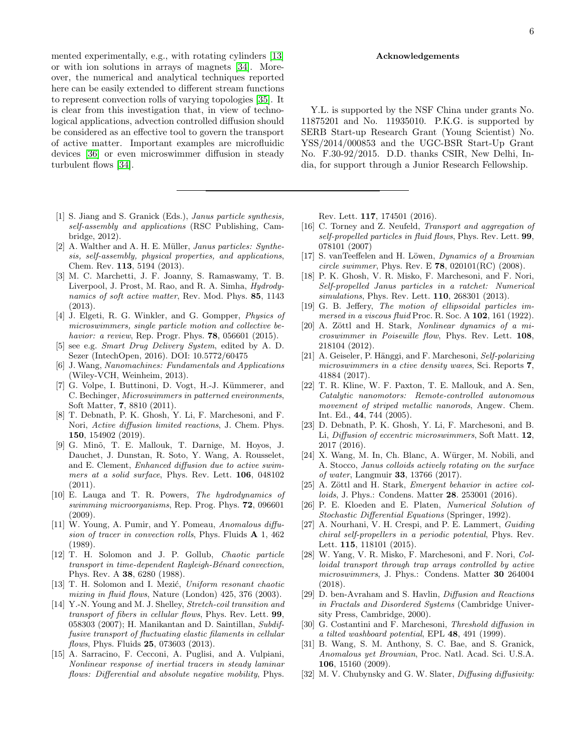mented experimentally, e.g., with rotating cylinders [13] or with ion solutions in arrays of magnets [34]. Moreover, the numerical and analytical techniques reported here can be easily extended to different stream functions to represent convection rolls of varying topologies [35]. It is clear from this investigation that, in view of technological applications, advection controlled diffusion should be considered as an effective tool to govern the transport of active matter. Important examples are microfluidic devices [36] or even microswimmer diffusion in steady turbulent flows [34].

## Acknowledgements

Y.L. is supported by the NSF China under grants No. 11875201 and No. 11935010. P.K.G. is supported by SERB Start-up Research Grant (Young Scientist) No. YSS/2014/000853 and the UGC-BSR Start-Up Grant No. F.30-92/2015. D.D. thanks CSIR, New Delhi, India, for support through a Junior Research Fellowship.

---

[1] S. Jiang and S. Granick (Eds.), *Janus particle synthesis, self-assembly and applications* (RSC Publishing, Cambridge, 2012).

[2] A. Walther and A. H. E. Müller, *Janus particles: Synthesis, self-assembly, physical properties, and applications*, Chem. Rev. **113**, 5194 (2013).

[3] M. C. Marchetti, J. F. Joanny, S. Ramaswamy, T. B. Liverpool, J. Prost, M. Rao, and R. A. Simha, *Hydrodynamics of soft active matter*, Rev. Mod. Phys. **85**, 1143 (2013).

[4] J. Elgeti, R. G. Winkler, and G. Gompper, *Physics of microswimmers, single particle motion and collective behavior: a review*, Rep. Progr. Phys. **78**, 056601 (2015).

[5] see e.g. *Smart Drug Delivery System*, edited by A. D. Sezer (IntechOpen, 2016). DOI: 10.5772/60475

[6] J. Wang, *Nanomachines: Fundamentals and Applications* (Wiley-VCH, Weinheim, 2013).

[7] G. Volpe, I. Buttinoni, D. Vogt, H.-J. Kümmerer, and C. Bechinger, *Microswimmers in patterned environments*, Soft Matter, **7**, 8810 (2011).

[8] T. Debnath, P. K. Ghosh, Y. Li, F. Marchesoni, and F. Nori, *Active diffusion limited reactions*, J. Chem. Phys. **150**, 154902 (2019).

[9] G. Minõ, T. E. Mallouk, T. Darnige, M. Hoyos, J. Dauchet, J. Dunstan, R. Soto, Y. Wang, A. Rousselet, and E. Clement, *Enhanced diffusion due to active swimmers at a solid surface*, Phys. Rev. Lett. **106**, 048102 (2011).

[10] E. Lauga and T. R. Powers, *The hydrodynamics of swimming microorganisms*, Rep. Prog. Phys. **72**, 096601 (2009).

[11] W. Young, A. Pumir, and Y. Pomeau, *Anomalous diffusion of tracer in convection rolls*, Phys. Fluids **A** 1, 462 (1989).

[12] T. H. Solomon and J. P. Gollub, *Chaotic particle transport in time-dependent Rayleigh-Bénard convection*, Phys. Rev. A **38**, 6280 (1988).

[13] T. H. Solomon and I. Mezić, *Uniform resonant chaotic mixing in fluid flows*, Nature (London) 425, 376 (2003).

[14] Y.-N. Young and M. J. Shelley, *Stretch-coil transition and transport of fibers in cellular flows*, Phys. Rev. Lett. **99**, 058303 (2007); H. Manikantan and D. Saintillan, *Subdiffusive transport of fluctuating elastic filaments in cellular flows*, Phys. Fluids **25**, 073603 (2013).

[15] A. Sarracino, F. Cecconi, A. Puglisi, and A. Vulpiani, *Nonlinear response of inertial tracers in steady laminar flows: Differential and absolute negative mobility*, Phys. Rev. Lett. **117**, 174501 (2016).

[16] C. Torney and Z. Neufeld, *Transport and aggregation of self-propelled particles in fluid flows*, Phys. Rev. Lett. **99**, 078101 (2007)

[17] S. vanTeeffelen and H. Löwen, *Dynamics of a Brownian circle swimmer*, Phys. Rev. E **78**, 020101(RC) (2008).

[18] P. K. Ghosh, V. R. Misko, F. Marchesoni, and F. Nori, *Self-propelled Janus particles in a ratchet: Numerical simulations*, Phys. Rev. Lett. **110**, 268301 (2013).

[19] G. B. Jeffery, *The motion of ellipsoidal particles immersed in a viscous fluid* Proc. R. Soc. A **102**, 161 (1922).

[20] A. Zöttl and H. Stark, *Nonlinear dynamics of a microswimmer in Poiseuille flow*, Phys. Rev. Lett. **108**, 218104 (2012).

[21] A. Geiseler, P. Hänggi, and F. Marchesoni, *Self-polarizing microswimmers in a ctive density waves*, Sci. Reports **7**, 41884 (2017).

[22] T. R. Kline, W. F. Paxton, T. E. Mallouk, and A. Sen, *Catalytic nanomotors: Remote-controlled autonomous movement of striped metallic nanorods*, Angew. Chem. Int. Ed., **44**, 744 (2005).

[23] D. Debnath, P. K. Ghosh, Y. Li, F. Marchesoni, and B. Li, *Diffusion of eccentric microswimmers*, Soft Matt. **12**, 2017 (2016).

[24] X. Wang, M. In, Ch. Blanc, A. Würger, M. Nobili, and A. Stocco, *Janus colloids actively rotating on the surface of water*, Langmuir **33**, 13766 (2017).

[25] A. Zöttl and H. Stark, *Emergent behavior in active colloids*, J. Phys.: Condens. Matter **28**. 253001 (2016).

[26] P. E. Kloeden and E. Platen, *Numerical Solution of Stochastic Differential Equations* (Springer, 1992).

[27] A. Nourhani, V. H. Crespi, and P. E. Lammert, *Guiding chiral self-propellers in a periodic potential*, Phys. Rev. Lett. **115**, 118101 (2015).

[28] W. Yang, V. R. Misko, F. Marchesoni, and F. Nori, *Colloidal transport through trap arrays controlled by active microswimmers*, J. Phys.: Condens. Matter **30** 264004 (2018).

[29] D. ben-Avraham and S. Havlin, *Diffusion and Reactions in Fractals and Disordered Systems* (Cambridge University Press, Cambridge, 2000).

[30] G. Costantini and F. Marchesoni, *Threshold diffusion in a tilted washboard potential*, EPL **48**, 491 (1999).

[31] B. Wang, S. M. Anthony, S. C. Bae, and S. Granick, *Anomalous yet Brownian*, Proc. Natl. Acad. Sci. U.S.A. **106**, 15160 (2009).

[32] M. V. Chubynsky and G. W. Slater, *Diffusing diffusivity:*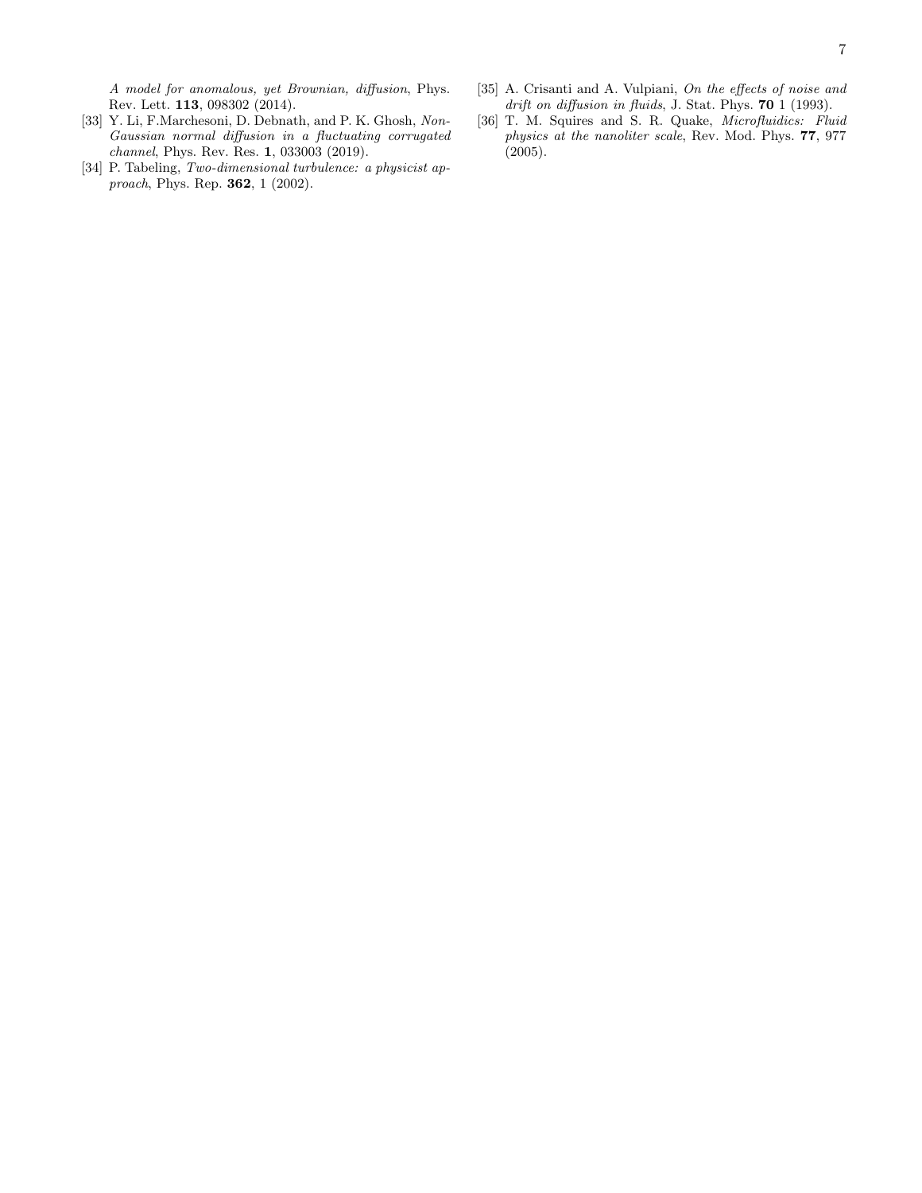*A model for anomalous, yet Brownian, diffusion*, Phys. Rev. Lett. **113**, 098302 (2014).

[33] Y. Li, F.Marchesoni, D. Debnath, and P. K. Ghosh, *Non-Gaussian normal diffusion in a fluctuating corrugated channel*, Phys. Rev. Res. **1**, 033003 (2019).

[34] P. Tabeling, *Two-dimensional turbulence: a physicist approach*, Phys. Rep. **362**, 1 (2002).

[35] A. Crisanti and A. Vulpiani, *On the effects of noise and drift on diffusion in fluids*, J. Stat. Phys. **70** 1 (1993).

[36] T. M. Squires and S. R. Quake, *Microfluidics: Fluid physics at the nanoliter scale*, Rev. Mod. Phys. **77**, 977 (2005).